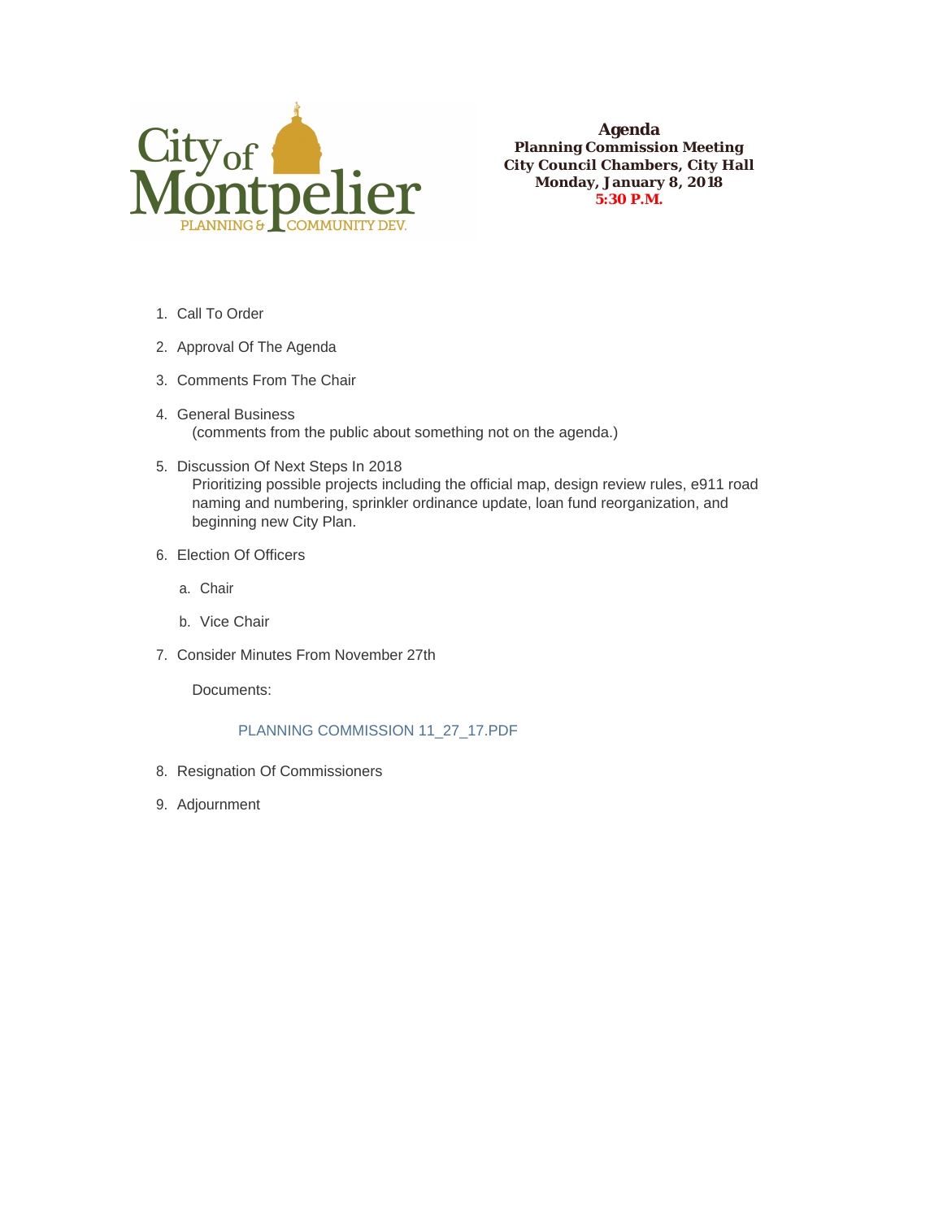City of Montpelier
PLANNING & COMMUNITY DEV.

# Agenda

**Planning Commission Meeting**
**City Council Chambers, City Hall**
**Monday, January 8, 2018**
**5:30 P.M.**

1. Call To Order

2. Approval Of The Agenda

3. Comments From The Chair

4. General Business
   (comments from the public about something not on the agenda.)

5. Discussion Of Next Steps In 2018
   Prioritizing possible projects including the official map, design review rules, e911 road naming and numbering, sprinkler ordinance update, loan fund reorganization, and beginning new City Plan.

6. Election Of Officers

   a. Chair

   b. Vice Chair

7. Consider Minutes From November 27th

   Documents:

   PLANNING COMMISSION 11_27_17.PDF

8. Resignation Of Commissioners

9. Adjournment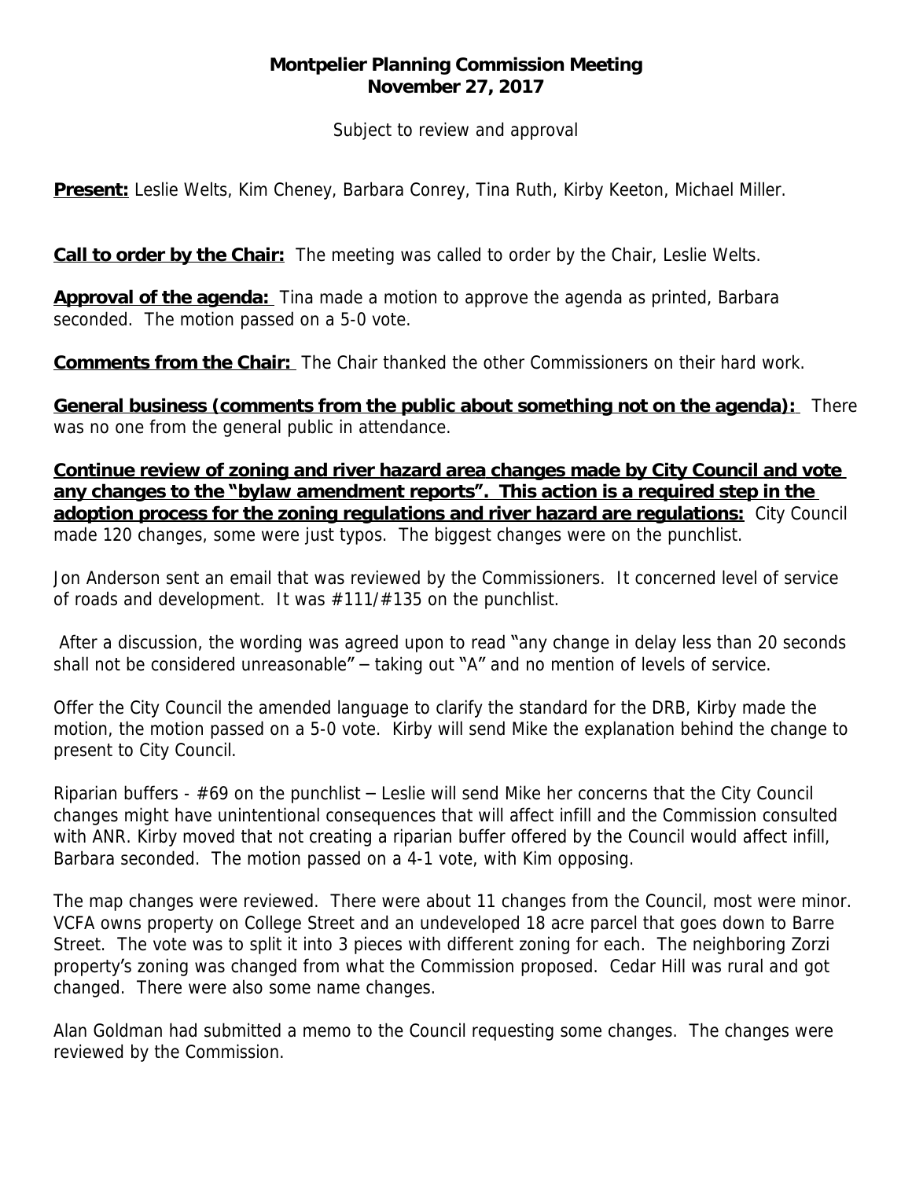**Montpelier Planning Commission Meeting**
**November 27, 2017**

Subject to review and approval

**Present:** Leslie Welts, Kim Cheney, Barbara Conrey, Tina Ruth, Kirby Keeton, Michael Miller.

**Call to order by the Chair:** The meeting was called to order by the Chair, Leslie Welts.

**Approval of the agenda:** Tina made a motion to approve the agenda as printed, Barbara seconded. The motion passed on a 5-0 vote.

**Comments from the Chair:** The Chair thanked the other Commissioners on their hard work.

**General business (comments from the public about something not on the agenda):** There was no one from the general public in attendance.

**Continue review of zoning and river hazard area changes made by City Council and vote any changes to the "bylaw amendment reports". This action is a required step in the adoption process for the zoning regulations and river hazard are regulations:** City Council made 120 changes, some were just typos. The biggest changes were on the punchlist.

Jon Anderson sent an email that was reviewed by the Commissioners. It concerned level of service of roads and development. It was #111/#135 on the punchlist.

After a discussion, the wording was agreed upon to read "any change in delay less than 20 seconds shall not be considered unreasonable" – taking out "A" and no mention of levels of service.

Offer the City Council the amended language to clarify the standard for the DRB, Kirby made the motion, the motion passed on a 5-0 vote. Kirby will send Mike the explanation behind the change to present to City Council.

Riparian buffers - #69 on the punchlist – Leslie will send Mike her concerns that the City Council changes might have unintentional consequences that will affect infill and the Commission consulted with ANR. Kirby moved that not creating a riparian buffer offered by the Council would affect infill, Barbara seconded. The motion passed on a 4-1 vote, with Kim opposing.

The map changes were reviewed. There were about 11 changes from the Council, most were minor. VCFA owns property on College Street and an undeveloped 18 acre parcel that goes down to Barre Street. The vote was to split it into 3 pieces with different zoning for each. The neighboring Zorzi property's zoning was changed from what the Commission proposed. Cedar Hill was rural and got changed. There were also some name changes.

Alan Goldman had submitted a memo to the Council requesting some changes. The changes were reviewed by the Commission.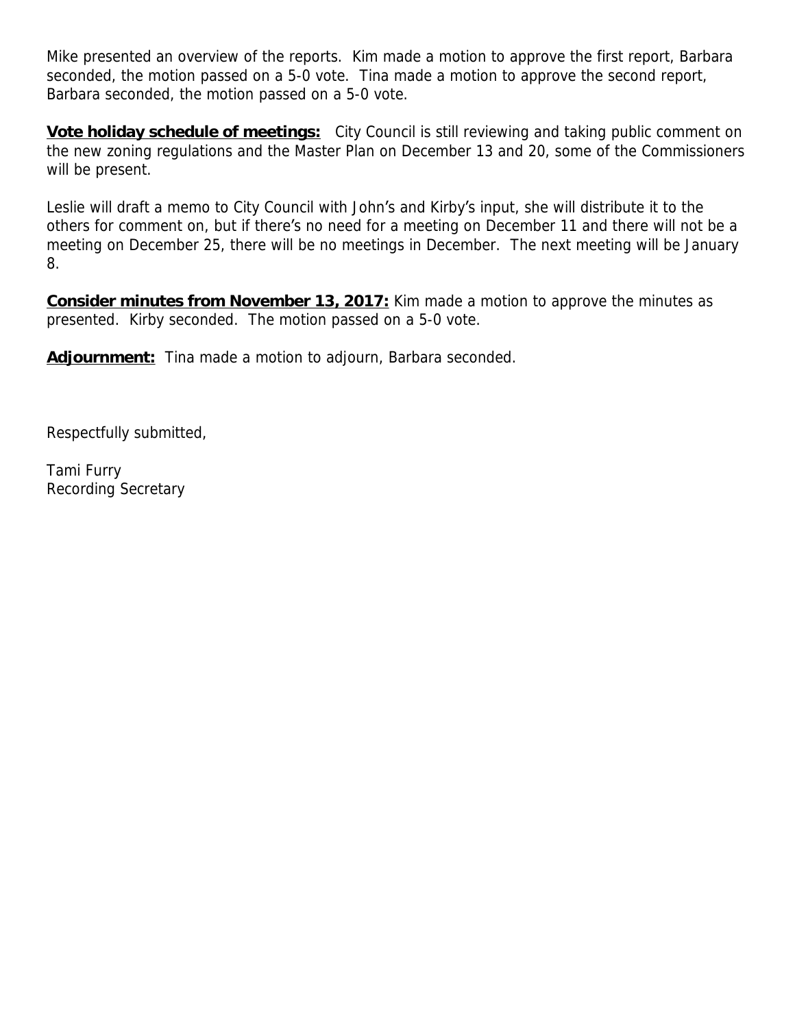Mike presented an overview of the reports. Kim made a motion to approve the first report, Barbara seconded, the motion passed on a 5-0 vote. Tina made a motion to approve the second report, Barbara seconded, the motion passed on a 5-0 vote.

**Vote holiday schedule of meetings:** City Council is still reviewing and taking public comment on the new zoning regulations and the Master Plan on December 13 and 20, some of the Commissioners will be present.

Leslie will draft a memo to City Council with John's and Kirby's input, she will distribute it to the others for comment on, but if there's no need for a meeting on December 11 and there will not be a meeting on December 25, there will be no meetings in December. The next meeting will be January 8.

**Consider minutes from November 13, 2017:** Kim made a motion to approve the minutes as presented. Kirby seconded. The motion passed on a 5-0 vote.

**Adjournment:** Tina made a motion to adjourn, Barbara seconded.

Respectfully submitted,

Tami Furry
Recording Secretary